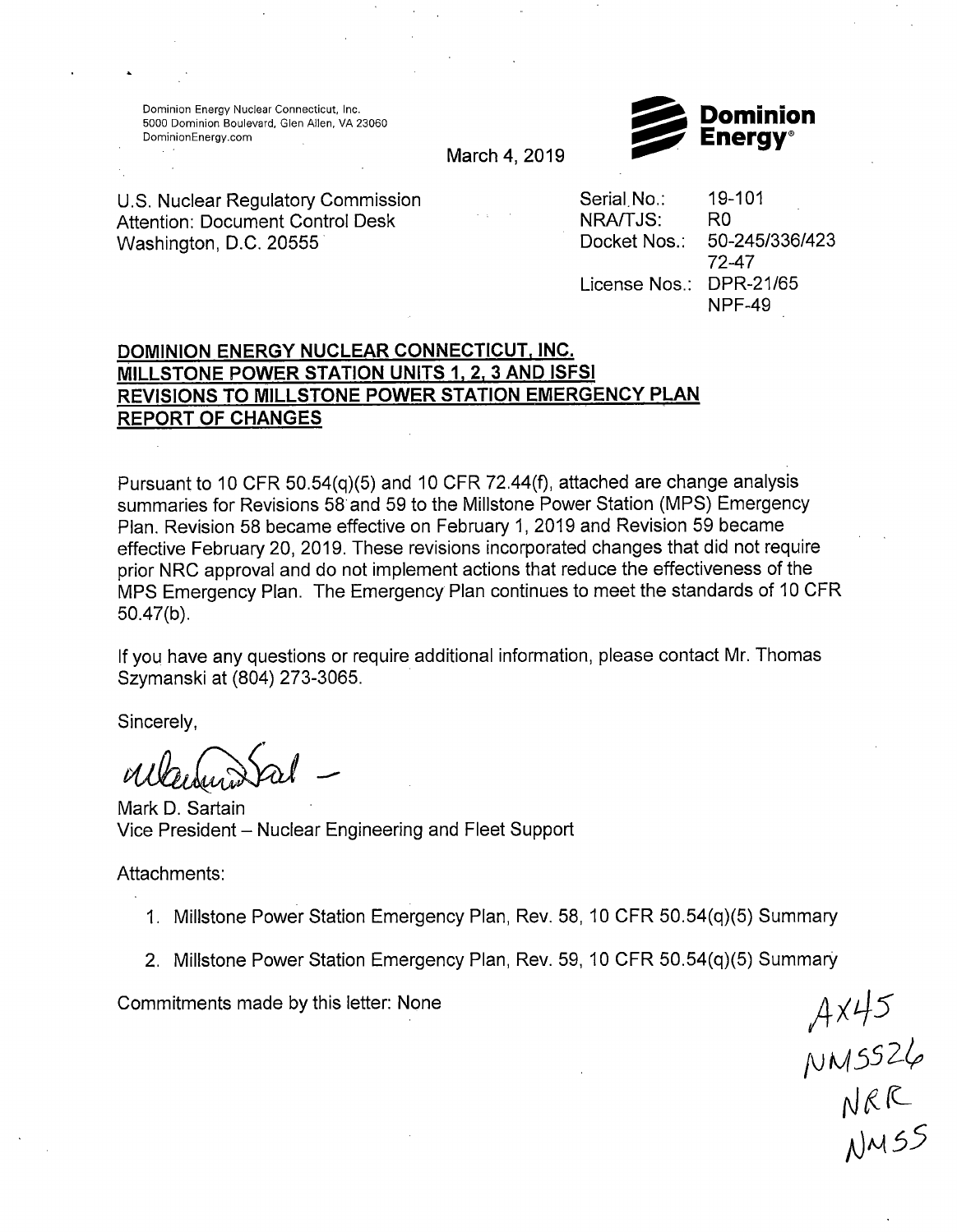Dominion Energy Nuclear Connecticut, Inc.
5000 Dominion Boulevard, Glen Allen, VA 23060
DominionEnergy.com

**Dominion Energy**®

March 4, 2019

U.S. Nuclear Regulatory Commission
Attention: Document Control Desk
Washington, D.C. 20555

Serial No.: 19-101
NRA/TJS: R0
Docket Nos.: 50-245/336/423
72-47
License Nos.: DPR-21/65
NPF-49

**DOMINION ENERGY NUCLEAR CONNECTICUT, INC.**
**MILLSTONE POWER STATION UNITS 1, 2, 3 AND ISFSI**
**REVISIONS TO MILLSTONE POWER STATION EMERGENCY PLAN**
**REPORT OF CHANGES**

Pursuant to 10 CFR 50.54(q)(5) and 10 CFR 72.44(f), attached are change analysis summaries for Revisions 58 and 59 to the Millstone Power Station (MPS) Emergency Plan. Revision 58 became effective on February 1, 2019 and Revision 59 became effective February 20, 2019. These revisions incorporated changes that did not require prior NRC approval and do not implement actions that reduce the effectiveness of the MPS Emergency Plan. The Emergency Plan continues to meet the standards of 10 CFR 50.47(b).

If you have any questions or require additional information, please contact Mr. Thomas Szymanski at (804) 273-3065.

Sincerely,

Mark D. Sartain
Vice President – Nuclear Engineering and Fleet Support

Attachments:

1. Millstone Power Station Emergency Plan, Rev. 58, 10 CFR 50.54(q)(5) Summary
2. Millstone Power Station Emergency Plan, Rev. 59, 10 CFR 50.54(q)(5) Summary

Commitments made by this letter: None

AX45
NMSS26
NRR
NMSS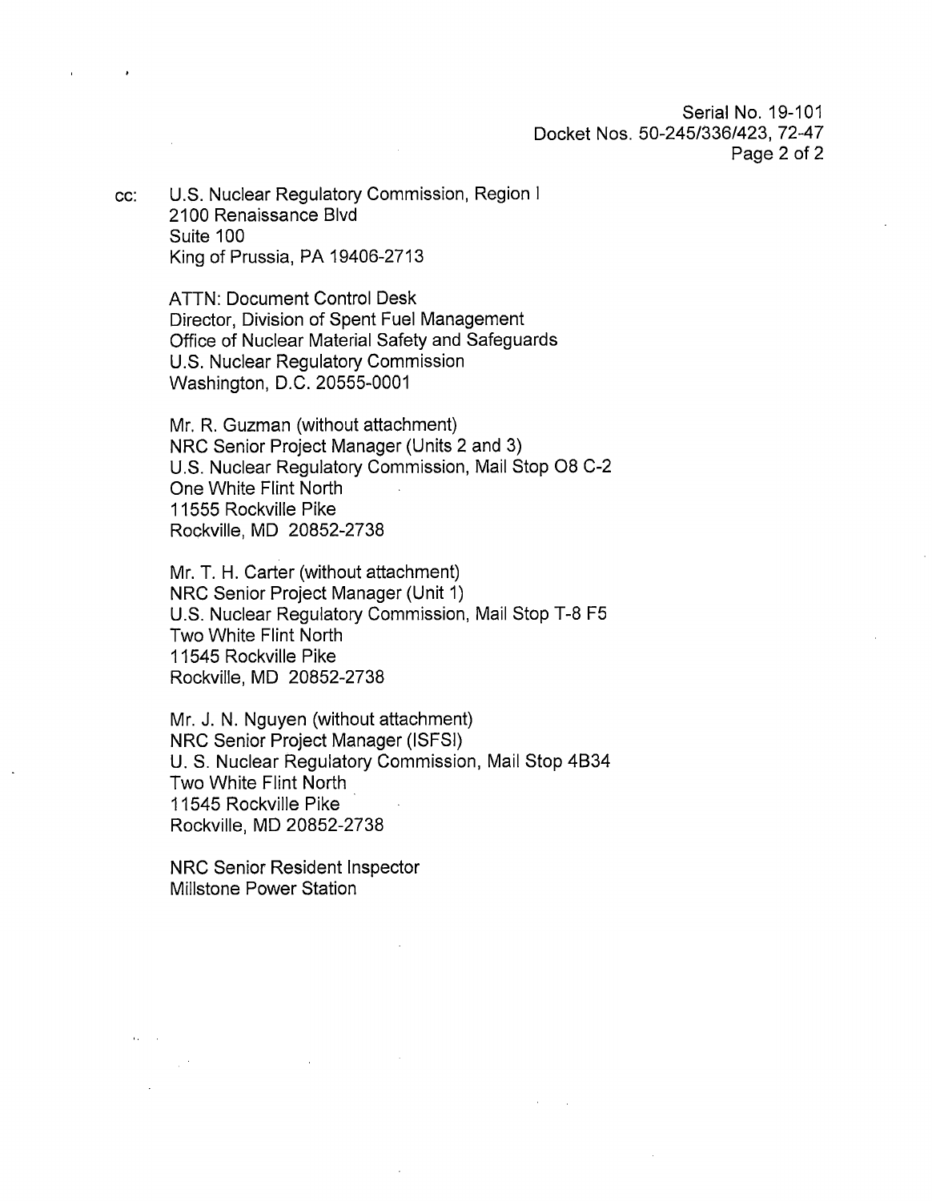Serial No. 19-101
Docket Nos. 50-245/336/423, 72-47

cc: U.S. Nuclear Regulatory Commission, Region I
2100 Renaissance Blvd
Suite 100
King of Prussia, PA 19406-2713

ATTN: Document Control Desk
Director, Division of Spent Fuel Management
Office of Nuclear Material Safety and Safeguards
U.S. Nuclear Regulatory Commission
Washington, D.C. 20555-0001

Mr. R. Guzman (without attachment)
NRC Senior Project Manager (Units 2 and 3)
U.S. Nuclear Regulatory Commission, Mail Stop O8 C-2
One White Flint North
11555 Rockville Pike
Rockville, MD 20852-2738

Mr. T. H. Carter (without attachment)
NRC Senior Project Manager (Unit 1)
U.S. Nuclear Regulatory Commission, Mail Stop T-8 F5
Two White Flint North
11545 Rockville Pike
Rockville, MD 20852-2738

Mr. J. N. Nguyen (without attachment)
NRC Senior Project Manager (ISFSI)
U. S. Nuclear Regulatory Commission, Mail Stop 4B34
Two White Flint North
11545 Rockville Pike
Rockville, MD 20852-2738

NRC Senior Resident Inspector
Millstone Power Station